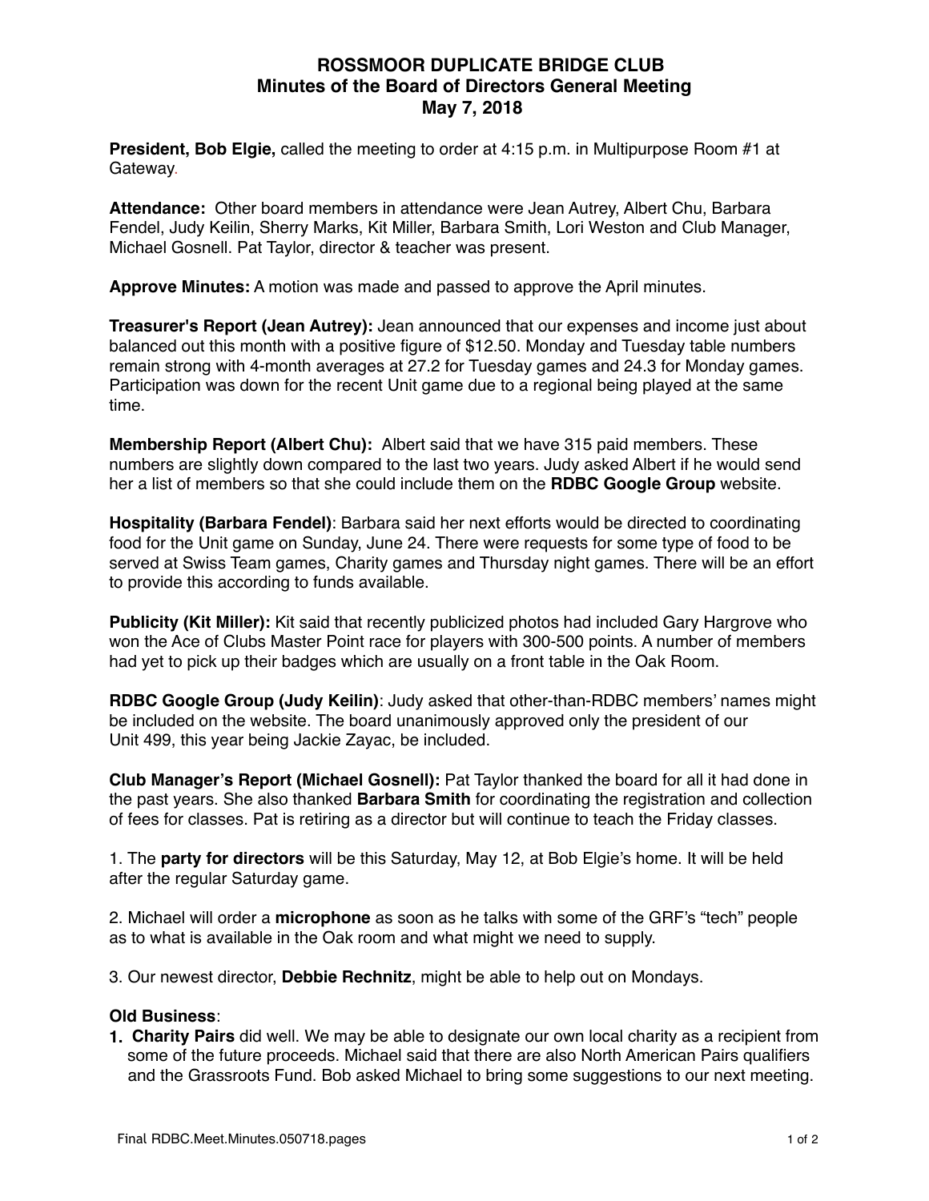# ROSSMOOR DUPLICATE BRIDGE CLUB
## Minutes of the Board of Directors General Meeting
## May 7, 2018

**President, Bob Elgie,** called the meeting to order at 4:15 p.m. in Multipurpose Room #1 at Gateway.

**Attendance:** Other board members in attendance were Jean Autrey, Albert Chu, Barbara Fendel, Judy Keilin, Sherry Marks, Kit Miller, Barbara Smith, Lori Weston and Club Manager, Michael Gosnell. Pat Taylor, director & teacher was present.

**Approve Minutes:** A motion was made and passed to approve the April minutes.

**Treasurer's Report (Jean Autrey):** Jean announced that our expenses and income just about balanced out this month with a positive figure of $12.50. Monday and Tuesday table numbers remain strong with 4-month averages at 27.2 for Tuesday games and 24.3 for Monday games. Participation was down for the recent Unit game due to a regional being played at the same time.

**Membership Report (Albert Chu):** Albert said that we have 315 paid members. These numbers are slightly down compared to the last two years. Judy asked Albert if he would send her a list of members so that she could include them on the **RDBC Google Group** website.

**Hospitality (Barbara Fendel)**: Barbara said her next efforts would be directed to coordinating food for the Unit game on Sunday, June 24. There were requests for some type of food to be served at Swiss Team games, Charity games and Thursday night games. There will be an effort to provide this according to funds available.

**Publicity (Kit Miller):** Kit said that recently publicized photos had included Gary Hargrove who won the Ace of Clubs Master Point race for players with 300-500 points. A number of members had yet to pick up their badges which are usually on a front table in the Oak Room.

**RDBC Google Group (Judy Keilin)**: Judy asked that other-than-RDBC members' names might be included on the website. The board unanimously approved only the president of our Unit 499, this year being Jackie Zayac, be included.

**Club Manager's Report (Michael Gosnell):** Pat Taylor thanked the board for all it had done in the past years. She also thanked **Barbara Smith** for coordinating the registration and collection of fees for classes. Pat is retiring as a director but will continue to teach the Friday classes.

1. The **party for directors** will be this Saturday, May 12, at Bob Elgie's home. It will be held after the regular Saturday game.

2. Michael will order a **microphone** as soon as he talks with some of the GRF's "tech" people as to what is available in the Oak room and what might we need to supply.

3. Our newest director, **Debbie Rechnitz**, might be able to help out on Mondays.

**Old Business**:

1. **Charity Pairs** did well. We may be able to designate our own local charity as a recipient from some of the future proceeds. Michael said that there are also North American Pairs qualifiers and the Grassroots Fund. Bob asked Michael to bring some suggestions to our next meeting.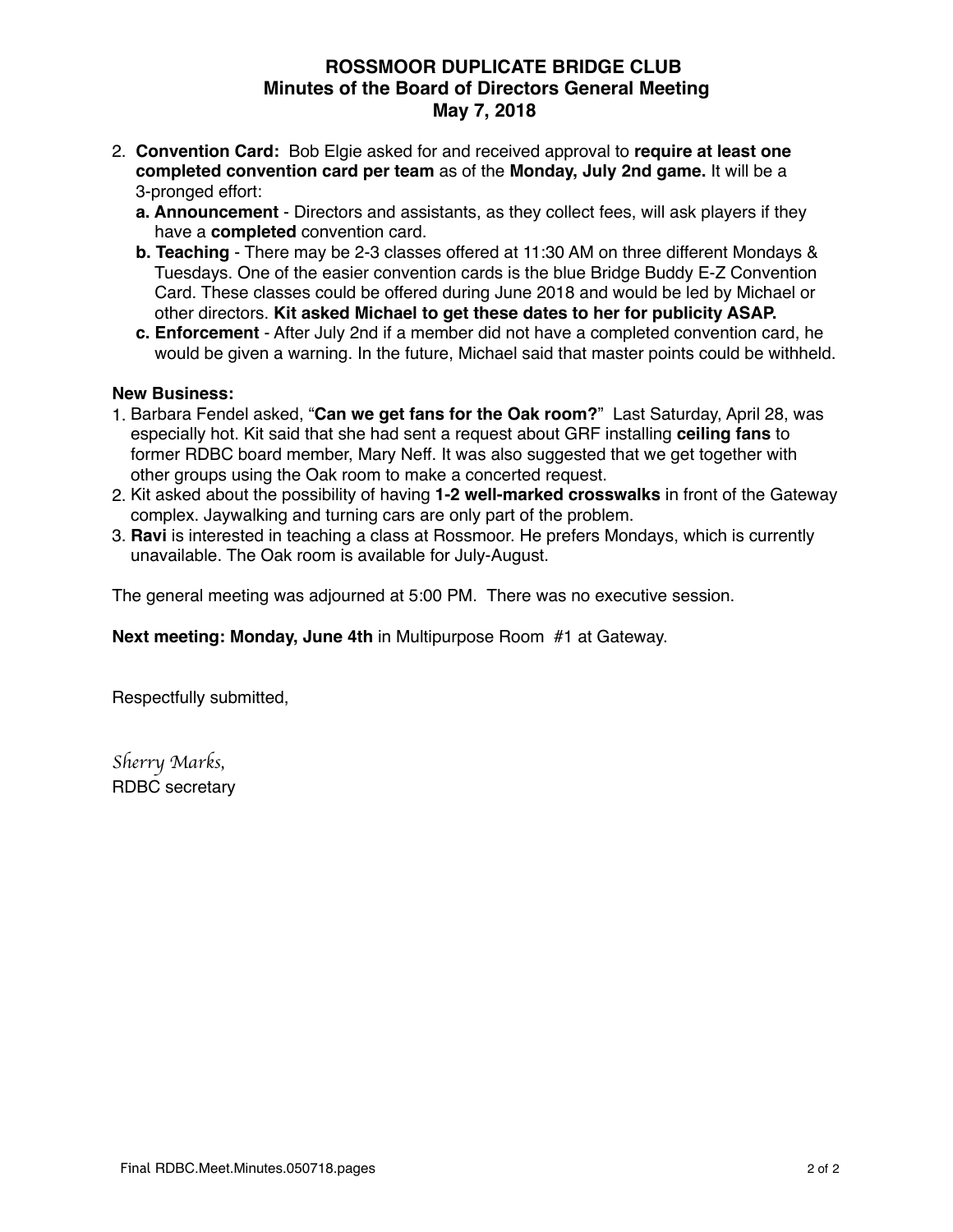# ROSSMOOR DUPLICATE BRIDGE CLUB
## Minutes of the Board of Directors General Meeting
## May 7, 2018

2. **Convention Card:** Bob Elgie asked for and received approval to **require at least one completed convention card per team** as of the **Monday, July 2nd game.** It will be a 3-pronged effort:
   - **a. Announcement** - Directors and assistants, as they collect fees, will ask players if they have a **completed** convention card.
   - **b. Teaching** - There may be 2-3 classes offered at 11:30 AM on three different Mondays & Tuesdays. One of the easier convention cards is the blue Bridge Buddy E-Z Convention Card. These classes could be offered during June 2018 and would be led by Michael or other directors. **Kit asked Michael to get these dates to her for publicity ASAP.**
   - **c. Enforcement** - After July 2nd if a member did not have a completed convention card, he would be given a warning. In the future, Michael said that master points could be withheld.

**New Business:**

1. Barbara Fendel asked, "**Can we get fans for the Oak room?**" Last Saturday, April 28, was especially hot. Kit said that she had sent a request about GRF installing **ceiling fans** to former RDBC board member, Mary Neff. It was also suggested that we get together with other groups using the Oak room to make a concerted request.
2. Kit asked about the possibility of having **1-2 well-marked crosswalks** in front of the Gateway complex. Jaywalking and turning cars are only part of the problem.
3. **Ravi** is interested in teaching a class at Rossmoor. He prefers Mondays, which is currently unavailable. The Oak room is available for July-August.

The general meeting was adjourned at 5:00 PM. There was no executive session.

**Next meeting: Monday, June 4th** in Multipurpose Room #1 at Gateway.

Respectfully submitted,

*Sherry Marks,*
RDBC secretary

Final RDBC.Meet.Minutes.050718.pages